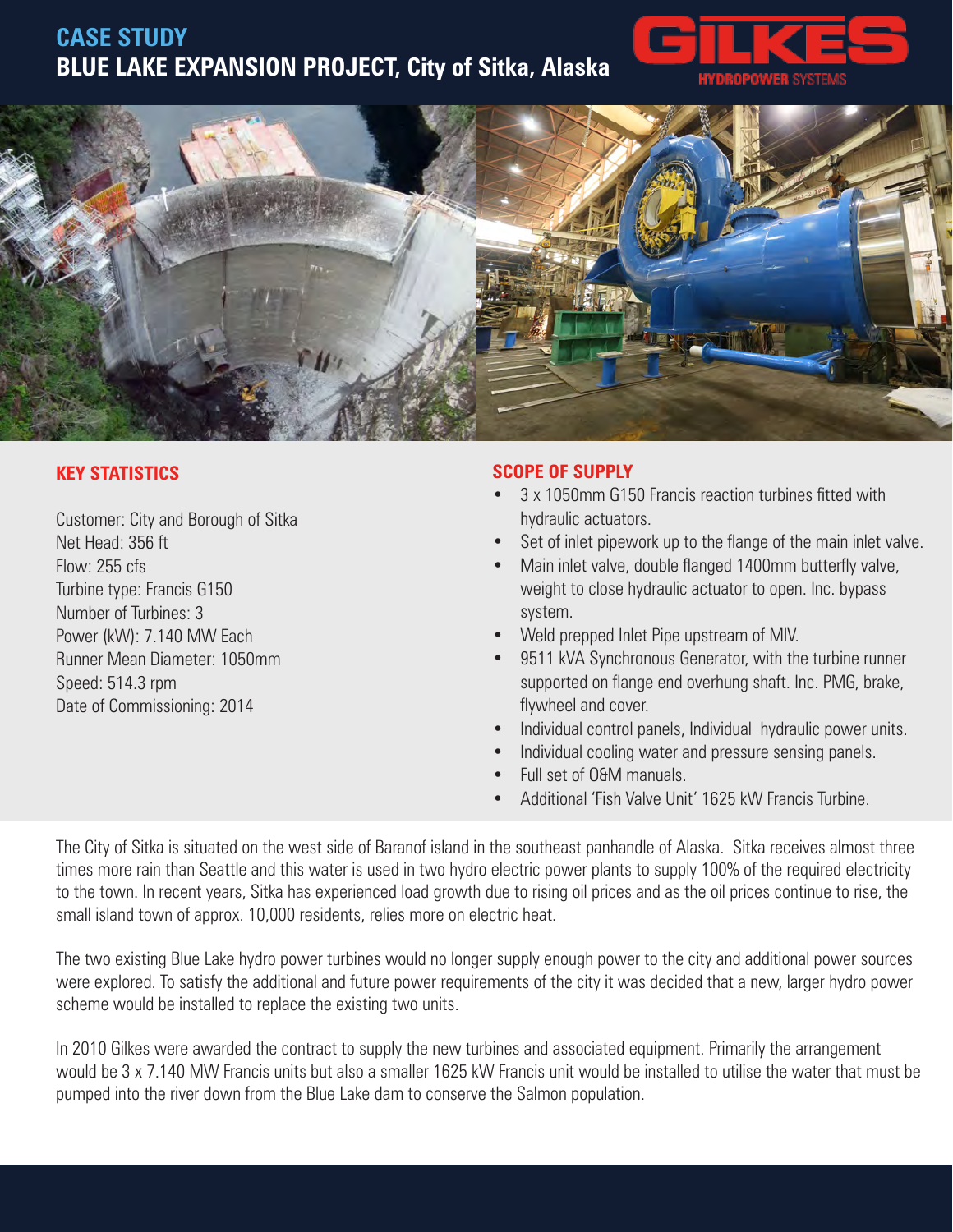# CASE STUDY

## BLUE LAKE EXPANSION PROJECT, City of Sitka, Alaska

GILKES HYDROPOWER SYSTEMS

### KEY STATISTICS

Customer: City and Borough of Sitka
Net Head: 356 ft
Flow: 255 cfs
Turbine type: Francis G150
Number of Turbines: 3
Power (kW): 7.140 MW Each
Runner Mean Diameter: 1050mm
Speed: 514.3 rpm
Date of Commissioning: 2014

### SCOPE OF SUPPLY

- 3 x 1050mm G150 Francis reaction turbines fitted with hydraulic actuators.
- Set of inlet pipework up to the flange of the main inlet valve.
- Main inlet valve, double flanged 1400mm butterfly valve, weight to close hydraulic actuator to open. Inc. bypass system.
- Weld prepped Inlet Pipe upstream of MIV.
- 9511 kVA Synchronous Generator, with the turbine runner supported on flange end overhung shaft. Inc. PMG, brake, flywheel and cover.
- Individual control panels, Individual hydraulic power units.
- Individual cooling water and pressure sensing panels.
- Full set of O&M manuals.
- Additional 'Fish Valve Unit' 1625 kW Francis Turbine.

The City of Sitka is situated on the west side of Baranof island in the southeast panhandle of Alaska. Sitka receives almost three times more rain than Seattle and this water is used in two hydro electric power plants to supply 100% of the required electricity to the town. In recent years, Sitka has experienced load growth due to rising oil prices and as the oil prices continue to rise, the small island town of approx. 10,000 residents, relies more on electric heat.

The two existing Blue Lake hydro power turbines would no longer supply enough power to the city and additional power sources were explored. To satisfy the additional and future power requirements of the city it was decided that a new, larger hydro power scheme would be installed to replace the existing two units.

In 2010 Gilkes were awarded the contract to supply the new turbines and associated equipment. Primarily the arrangement would be 3 x 7.140 MW Francis units but also a smaller 1625 kW Francis unit would be installed to utilise the water that must be pumped into the river down from the Blue Lake dam to conserve the Salmon population.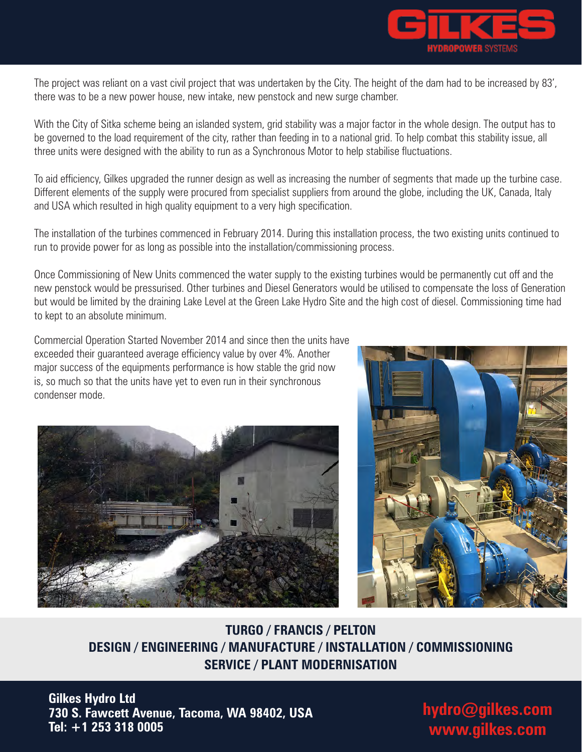The project was reliant on a vast civil project that was undertaken by the City. The height of the dam had to be increased by 83', there was to be a new power house, new intake, new penstock and new surge chamber.

With the City of Sitka scheme being an islanded system, grid stability was a major factor in the whole design. The output has to be governed to the load requirement of the city, rather than feeding in to a national grid. To help combat this stability issue, all three units were designed with the ability to run as a Synchronous Motor to help stabilise fluctuations.

To aid efficiency, Gilkes upgraded the runner design as well as increasing the number of segments that made up the turbine case. Different elements of the supply were procured from specialist suppliers from around the globe, including the UK, Canada, Italy and USA which resulted in high quality equipment to a very high specification.

The installation of the turbines commenced in February 2014. During this installation process, the two existing units continued to run to provide power for as long as possible into the installation/commissioning process.

Once Commissioning of New Units commenced the water supply to the existing turbines would be permanently cut off and the new penstock would be pressurised. Other turbines and Diesel Generators would be utilised to compensate the loss of Generation but would be limited by the draining Lake Level at the Green Lake Hydro Site and the high cost of diesel. Commissioning time had to kept to an absolute minimum.

Commercial Operation Started November 2014 and since then the units have exceeded their guaranteed average efficiency value by over 4%. Another major success of the equipments performance is how stable the grid now is, so much so that the units have yet to even run in their synchronous condenser mode.

**TURBO / FRANCIS / PELTON**
**DESIGN / ENGINEERING / MANUFACTURE / INSTALLATION / COMMISSIONING**
**SERVICE / PLANT MODERNISATION**

**Gilkes Hydro Ltd**
**730 S. Fawcett Avenue, Tacoma, WA 98402, USA**
**Tel: +1 253 318 0005**

**hydro@gilkes.com**
**www.gilkes.com**